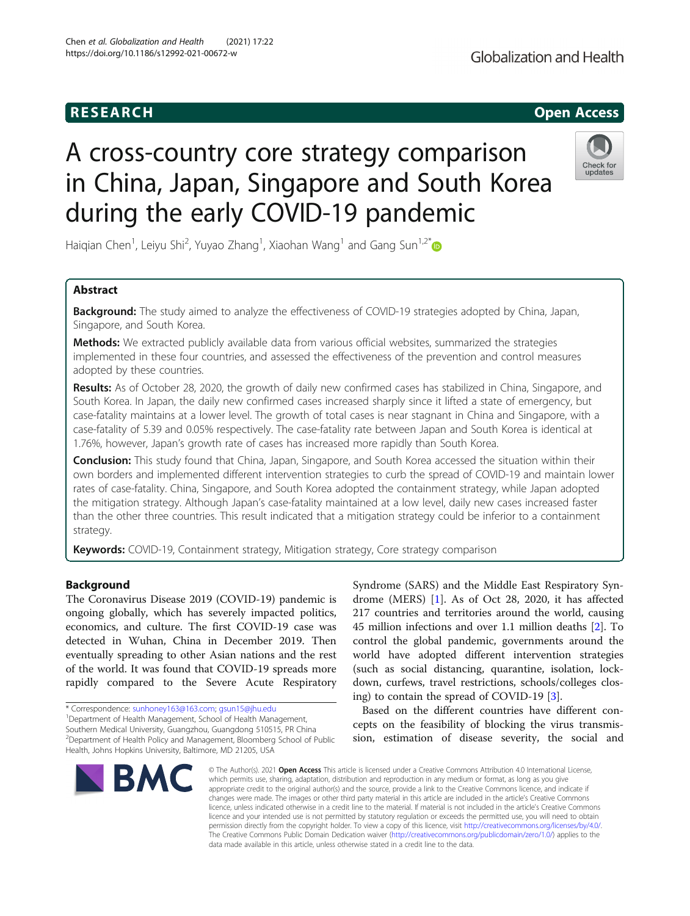RESEARCH

Open Access

# A cross-country core strategy comparison in China, Japan, Singapore and South Korea during the early COVID-19 pandemic

Haiqian Chen[1], Leiyu Shi[2], Yuyao Zhang[1], Xiaohan Wang[1] and Gang Sun[1,2*]

## Abstract

**Background:** The study aimed to analyze the effectiveness of COVID-19 strategies adopted by China, Japan, Singapore, and South Korea.

**Methods:** We extracted publicly available data from various official websites, summarized the strategies implemented in these four countries, and assessed the effectiveness of the prevention and control measures adopted by these countries.

**Results:** As of October 28, 2020, the growth of daily new confirmed cases has stabilized in China, Singapore, and South Korea. In Japan, the daily new confirmed cases increased sharply since it lifted a state of emergency, but case-fatality maintains at a lower level. The growth of total cases is near stagnant in China and Singapore, with a case-fatality of 5.39 and 0.05% respectively. The case-fatality rate between Japan and South Korea is identical at 1.76%, however, Japan's growth rate of cases has increased more rapidly than South Korea.

**Conclusion:** This study found that China, Japan, Singapore, and South Korea accessed the situation within their own borders and implemented different intervention strategies to curb the spread of COVID-19 and maintain lower rates of case-fatality. China, Singapore, and South Korea adopted the containment strategy, while Japan adopted the mitigation strategy. Although Japan's case-fatality maintained at a low level, daily new cases increased faster than the other three countries. This result indicated that a mitigation strategy could be inferior to a containment strategy.

**Keywords:** COVID-19, Containment strategy, Mitigation strategy, Core strategy comparison

## Background

The Coronavirus Disease 2019 (COVID-19) pandemic is ongoing globally, which has severely impacted politics, economics, and culture. The first COVID-19 case was detected in Wuhan, China in December 2019. Then eventually spreading to other Asian nations and the rest of the world. It was found that COVID-19 spreads more rapidly compared to the Severe Acute Respiratory Syndrome (SARS) and the Middle East Respiratory Syndrome (MERS) [1]. As of Oct 28, 2020, it has affected 217 countries and territories around the world, causing 45 million infections and over 1.1 million deaths [2]. To control the global pandemic, governments around the world have adopted different intervention strategies (such as social distancing, quarantine, isolation, lockdown, curfews, travel restrictions, schools/colleges closing) to contain the spread of COVID-19 [3].

Based on the different countries have different concepts on the feasibility of blocking the virus transmission, estimation of disease severity, the social and

\* Correspondence: sunhoney163@163.com; gsun15@jhu.edu
[1]Department of Health Management, School of Health Management, Southern Medical University, Guangzhou, Guangdong 510515, PR China
[2]Department of Health Policy and Management, Bloomberg School of Public Health, Johns Hopkins University, Baltimore, MD 21205, USA

© The Author(s). 2021 **Open Access** This article is licensed under a Creative Commons Attribution 4.0 International License, which permits use, sharing, adaptation, distribution and reproduction in any medium or format, as long as you give appropriate credit to the original author(s) and the source, provide a link to the Creative Commons licence, and indicate if changes were made. The images or other third party material in this article are included in the article's Creative Commons licence, unless indicated otherwise in a credit line to the material. If material is not included in the article's Creative Commons licence and your intended use is not permitted by statutory regulation or exceeds the permitted use, you will need to obtain permission directly from the copyright holder. To view a copy of this licence, visit http://creativecommons.org/licenses/by/4.0/. The Creative Commons Public Domain Dedication waiver (http://creativecommons.org/publicdomain/zero/1.0/) applies to the data made available in this article, unless otherwise stated in a credit line to the data.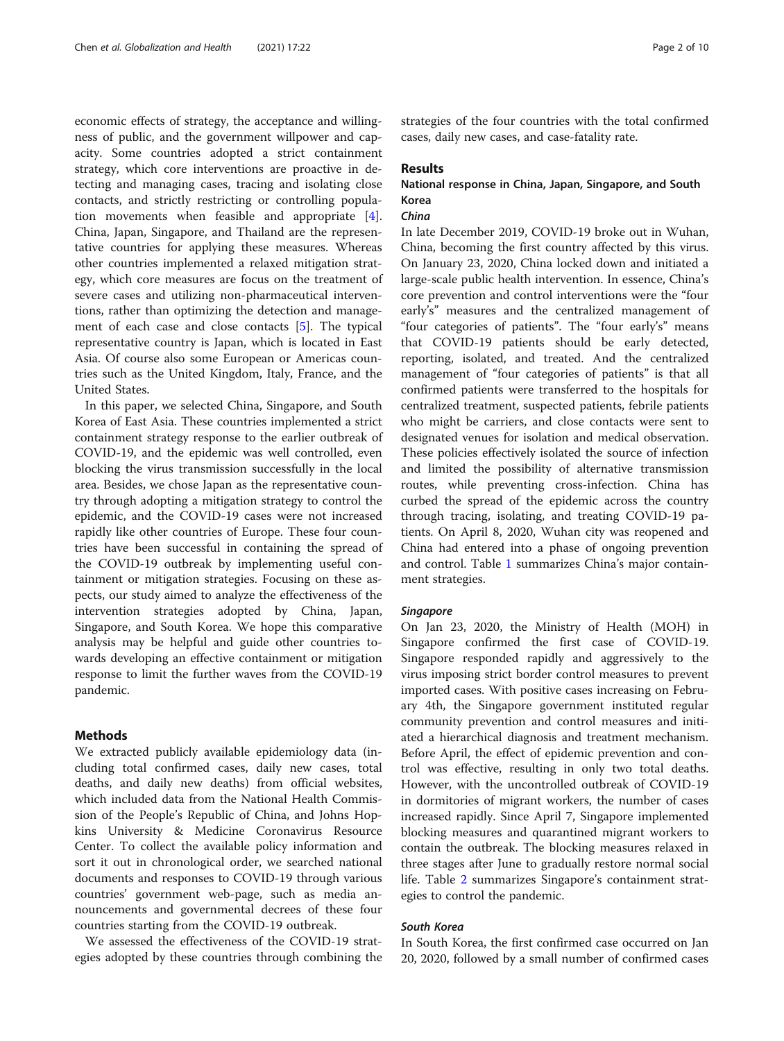economic effects of strategy, the acceptance and willingness of public, and the government willpower and capacity. Some countries adopted a strict containment strategy, which core interventions are proactive in detecting and managing cases, tracing and isolating close contacts, and strictly restricting or controlling population movements when feasible and appropriate [4]. China, Japan, Singapore, and Thailand are the representative countries for applying these measures. Whereas other countries implemented a relaxed mitigation strategy, which core measures are focus on the treatment of severe cases and utilizing non-pharmaceutical interventions, rather than optimizing the detection and management of each case and close contacts [5]. The typical representative country is Japan, which is located in East Asia. Of course also some European or Americas countries such as the United Kingdom, Italy, France, and the United States.

In this paper, we selected China, Singapore, and South Korea of East Asia. These countries implemented a strict containment strategy response to the earlier outbreak of COVID-19, and the epidemic was well controlled, even blocking the virus transmission successfully in the local area. Besides, we chose Japan as the representative country through adopting a mitigation strategy to control the epidemic, and the COVID-19 cases were not increased rapidly like other countries of Europe. These four countries have been successful in containing the spread of the COVID-19 outbreak by implementing useful containment or mitigation strategies. Focusing on these aspects, our study aimed to analyze the effectiveness of the intervention strategies adopted by China, Japan, Singapore, and South Korea. We hope this comparative analysis may be helpful and guide other countries towards developing an effective containment or mitigation response to limit the further waves from the COVID-19 pandemic.

## Methods

We extracted publicly available epidemiology data (including total confirmed cases, daily new cases, total deaths, and daily new deaths) from official websites, which included data from the National Health Commission of the People's Republic of China, and Johns Hopkins University & Medicine Coronavirus Resource Center. To collect the available policy information and sort it out in chronological order, we searched national documents and responses to COVID-19 through various countries' government web-page, such as media announcements and governmental decrees of these four countries starting from the COVID-19 outbreak.

We assessed the effectiveness of the COVID-19 strategies adopted by these countries through combining the strategies of the four countries with the total confirmed cases, daily new cases, and case-fatality rate.

## Results

### National response in China, Japan, Singapore, and South Korea

#### *China*

In late December 2019, COVID-19 broke out in Wuhan, China, becoming the first country affected by this virus. On January 23, 2020, China locked down and initiated a large-scale public health intervention. In essence, China's core prevention and control interventions were the "four early's" measures and the centralized management of "four categories of patients". The "four early's" means that COVID-19 patients should be early detected, reporting, isolated, and treated. And the centralized management of "four categories of patients" is that all confirmed patients were transferred to the hospitals for centralized treatment, suspected patients, febrile patients who might be carriers, and close contacts were sent to designated venues for isolation and medical observation. These policies effectively isolated the source of infection and limited the possibility of alternative transmission routes, while preventing cross-infection. China has curbed the spread of the epidemic across the country through tracing, isolating, and treating COVID-19 patients. On April 8, 2020, Wuhan city was reopened and China had entered into a phase of ongoing prevention and control. Table 1 summarizes China's major containment strategies.

#### *Singapore*

On Jan 23, 2020, the Ministry of Health (MOH) in Singapore confirmed the first case of COVID-19. Singapore responded rapidly and aggressively to the virus imposing strict border control measures to prevent imported cases. With positive cases increasing on February 4th, the Singapore government instituted regular community prevention and control measures and initiated a hierarchical diagnosis and treatment mechanism. Before April, the effect of epidemic prevention and control was effective, resulting in only two total deaths. However, with the uncontrolled outbreak of COVID-19 in dormitories of migrant workers, the number of cases increased rapidly. Since April 7, Singapore implemented blocking measures and quarantined migrant workers to contain the outbreak. The blocking measures relaxed in three stages after June to gradually restore normal social life. Table 2 summarizes Singapore's containment strategies to control the pandemic.

#### *South Korea*

In South Korea, the first confirmed case occurred on Jan 20, 2020, followed by a small number of confirmed cases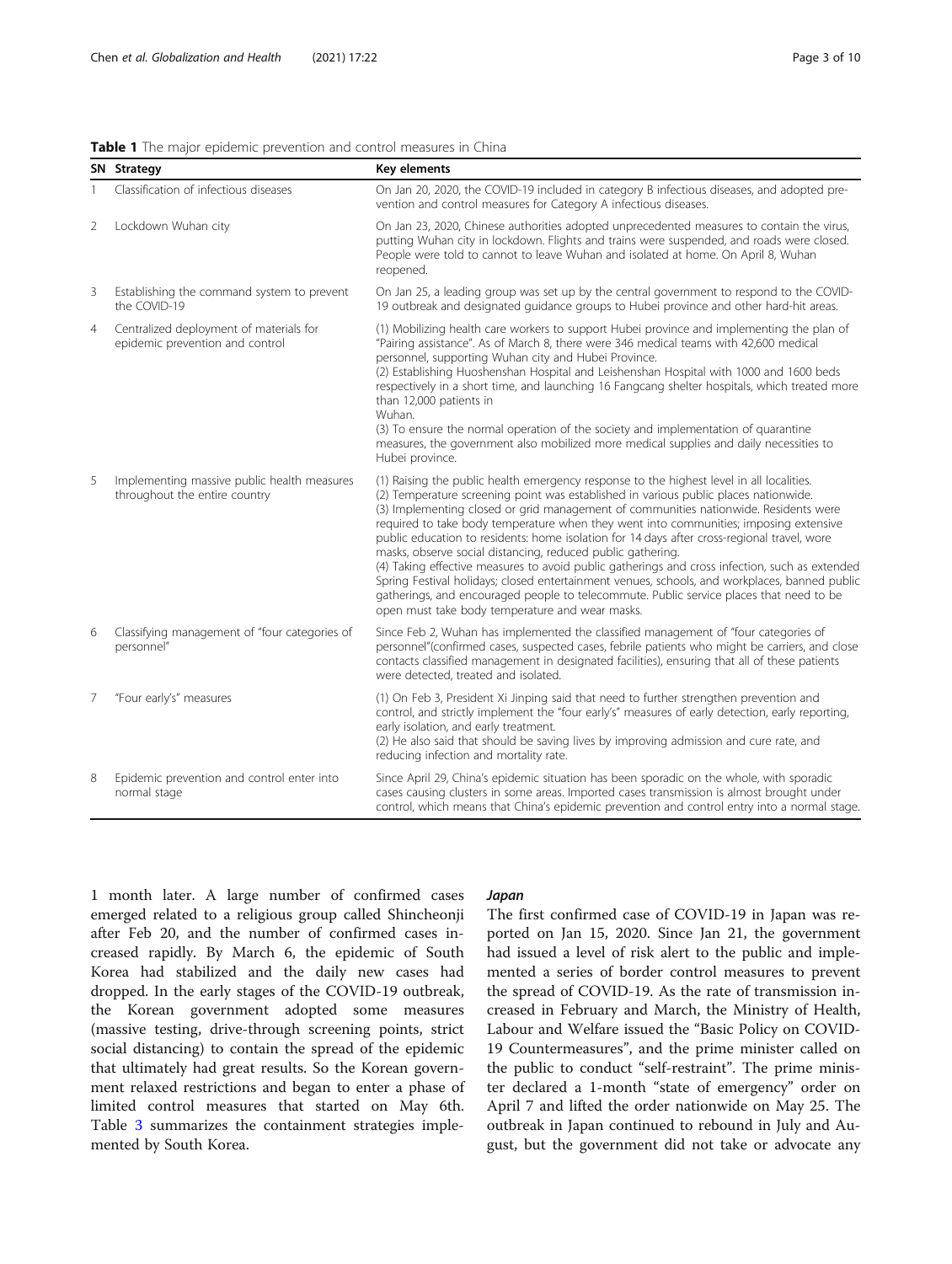**Table 1** The major epidemic prevention and control measures in China

| SN | Strategy | Key elements |
|---|---|---|
| 1 | Classification of infectious diseases | On Jan 20, 2020, the COVID-19 included in category B infectious diseases, and adopted prevention and control measures for Category A infectious diseases. |
| 2 | Lockdown Wuhan city | On Jan 23, 2020, Chinese authorities adopted unprecedented measures to contain the virus, putting Wuhan city in lockdown. Flights and trains were suspended, and roads were closed. People were told to cannot to leave Wuhan and isolated at home. On April 8, Wuhan reopened. |
| 3 | Establishing the command system to prevent the COVID-19 | On Jan 25, a leading group was set up by the central government to respond to the COVID-19 outbreak and designated guidance groups to Hubei province and other hard-hit areas. |
| 4 | Centralized deployment of materials for epidemic prevention and control | (1) Mobilizing health care workers to support Hubei province and implementing the plan of "Pairing assistance". As of March 8, there were 346 medical teams with 42,600 medical personnel, supporting Wuhan city and Hubei Province.<br>(2) Establishing Huoshenshan Hospital and Leishenshan Hospital with 1000 and 1600 beds respectively in a short time, and launching 16 Fangcang shelter hospitals, which treated more than 12,000 patients in Wuhan.<br>(3) To ensure the normal operation of the society and implementation of quarantine measures, the government also mobilized more medical supplies and daily necessities to Hubei province. |
| 5 | Implementing massive public health measures throughout the entire country | (1) Raising the public health emergency response to the highest level in all localities.<br>(2) Temperature screening point was established in various public places nationwide.<br>(3) Implementing closed or grid management of communities nationwide. Residents were required to take body temperature when they went into communities; imposing extensive public education to residents: home isolation for 14 days after cross-regional travel, wore masks, observe social distancing, reduced public gathering.<br>(4) Taking effective measures to avoid public gatherings and cross infection, such as extended Spring Festival holidays; closed entertainment venues, schools, and workplaces, banned public gatherings, and encouraged people to telecommute. Public service places that need to be open must take body temperature and wear masks. |
| 6 | Classifying management of "four categories of personnel" | Since Feb 2, Wuhan has implemented the classified management of "four categories of personnel"(confirmed cases, suspected cases, febrile patients who might be carriers, and close contacts classified management in designated facilities), ensuring that all of these patients were detected, treated and isolated. |
| 7 | "Four early's" measures | (1) On Feb 3, President Xi Jinping said that need to further strengthen prevention and control, and strictly implement the "four early's" measures of early detection, early reporting, early isolation, and early treatment.<br>(2) He also said that should be saving lives by improving admission and cure rate, and reducing infection and mortality rate. |
| 8 | Epidemic prevention and control enter into normal stage | Since April 29, China's epidemic situation has been sporadic on the whole, with sporadic cases causing clusters in some areas. Imported cases transmission is almost brought under control, which means that China's epidemic prevention and control entry into a normal stage. |

1 month later. A large number of confirmed cases emerged related to a religious group called Shincheonji after Feb 20, and the number of confirmed cases increased rapidly. By March 6, the epidemic of South Korea had stabilized and the daily new cases had dropped. In the early stages of the COVID-19 outbreak, the Korean government adopted some measures (massive testing, drive-through screening points, strict social distancing) to contain the spread of the epidemic that ultimately had great results. So the Korean government relaxed restrictions and began to enter a phase of limited control measures that started on May 6th. Table 3 summarizes the containment strategies implemented by South Korea.

### *Japan*

The first confirmed case of COVID-19 in Japan was reported on Jan 15, 2020. Since Jan 21, the government had issued a level of risk alert to the public and implemented a series of border control measures to prevent the spread of COVID-19. As the rate of transmission increased in February and March, the Ministry of Health, Labour and Welfare issued the "Basic Policy on COVID-19 Countermeasures", and the prime minister called on the public to conduct "self-restraint". The prime minister declared a 1-month "state of emergency" order on April 7 and lifted the order nationwide on May 25. The outbreak in Japan continued to rebound in July and August, but the government did not take or advocate any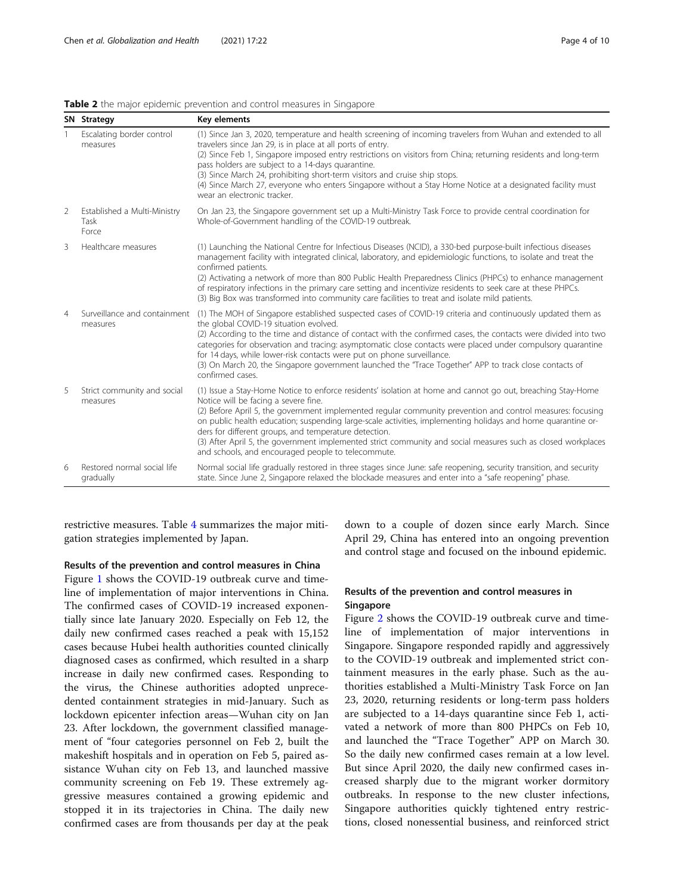**Table 2** the major epidemic prevention and control measures in Singapore

| SN | Strategy | Key elements |
|---|---|---|
| 1 | Escalating border control measures | (1) Since Jan 3, 2020, temperature and health screening of incoming travelers from Wuhan and extended to all travelers since Jan 29, is in place at all ports of entry.<br>(2) Since Feb 1, Singapore imposed entry restrictions on visitors from China; returning residents and long-term pass holders are subject to a 14-days quarantine.<br>(3) Since March 24, prohibiting short-term visitors and cruise ship stops.<br>(4) Since March 27, everyone who enters Singapore without a Stay Home Notice at a designated facility must wear an electronic tracker. |
| 2 | Established a Multi-Ministry Task Force | On Jan 23, the Singapore government set up a Multi-Ministry Task Force to provide central coordination for Whole-of-Government handling of the COVID-19 outbreak. |
| 3 | Healthcare measures | (1) Launching the National Centre for Infectious Diseases (NCID), a 330-bed purpose-built infectious diseases management facility with integrated clinical, laboratory, and epidemiologic functions, to isolate and treat the confirmed patients.<br>(2) Activating a network of more than 800 Public Health Preparedness Clinics (PHPCs) to enhance management of respiratory infections in the primary care setting and incentivize residents to seek care at these PHPCs.<br>(3) Big Box was transformed into community care facilities to treat and isolate mild patients. |
| 4 | Surveillance and containment measures | (1) The MOH of Singapore established suspected cases of COVID-19 criteria and continuously updated them as the global COVID-19 situation evolved.<br>(2) According to the time and distance of contact with the confirmed cases, the contacts were divided into two categories for observation and tracing: asymptomatic close contacts were placed under compulsory quarantine for 14 days, while lower-risk contacts were put on phone surveillance.<br>(3) On March 20, the Singapore government launched the "Trace Together" APP to track close contacts of confirmed cases. |
| 5 | Strict community and social measures | (1) Issue a Stay-Home Notice to enforce residents' isolation at home and cannot go out, breaching Stay-Home Notice will be facing a severe fine.<br>(2) Before April 5, the government implemented regular community prevention and control measures: focusing on public health education; suspending large-scale activities, implementing holidays and home quarantine orders for different groups, and temperature detection.<br>(3) After April 5, the government implemented strict community and social measures such as closed workplaces and schools, and encouraged people to telecommute. |
| 6 | Restored normal social life gradually | Normal social life gradually restored in three stages since June: safe reopening, security transition, and security state. Since June 2, Singapore relaxed the blockade measures and enter into a "safe reopening" phase. |

restrictive measures. Table 4 summarizes the major mitigation strategies implemented by Japan.

#### Results of the prevention and control measures in China

Figure 1 shows the COVID-19 outbreak curve and timeline of implementation of major interventions in China. The confirmed cases of COVID-19 increased exponentially since late January 2020. Especially on Feb 12, the daily new confirmed cases reached a peak with 15,152 cases because Hubei health authorities counted clinically diagnosed cases as confirmed, which resulted in a sharp increase in daily new confirmed cases. Responding to the virus, the Chinese authorities adopted unprecedented containment strategies in mid-January. Such as lockdown epicenter infection areas—Wuhan city on Jan 23. After lockdown, the government classified management of "four categories personnel on Feb 2, built the makeshift hospitals and in operation on Feb 5, paired assistance Wuhan city on Feb 13, and launched massive community screening on Feb 19. These extremely aggressive measures contained a growing epidemic and stopped it in its trajectories in China. The daily new confirmed cases are from thousands per day at the peak down to a couple of dozen since early March. Since April 29, China has entered into an ongoing prevention and control stage and focused on the inbound epidemic.

#### Results of the prevention and control measures in Singapore

Figure 2 shows the COVID-19 outbreak curve and timeline of implementation of major interventions in Singapore. Singapore responded rapidly and aggressively to the COVID-19 outbreak and implemented strict containment measures in the early phase. Such as the authorities established a Multi-Ministry Task Force on Jan 23, 2020, returning residents or long-term pass holders are subjected to a 14-days quarantine since Feb 1, activated a network of more than 800 PHPCs on Feb 10, and launched the "Trace Together" APP on March 30. So the daily new confirmed cases remain at a low level. But since April 2020, the daily new confirmed cases increased sharply due to the migrant worker dormitory outbreaks. In response to the new cluster infections, Singapore authorities quickly tightened entry restrictions, closed nonessential business, and reinforced strict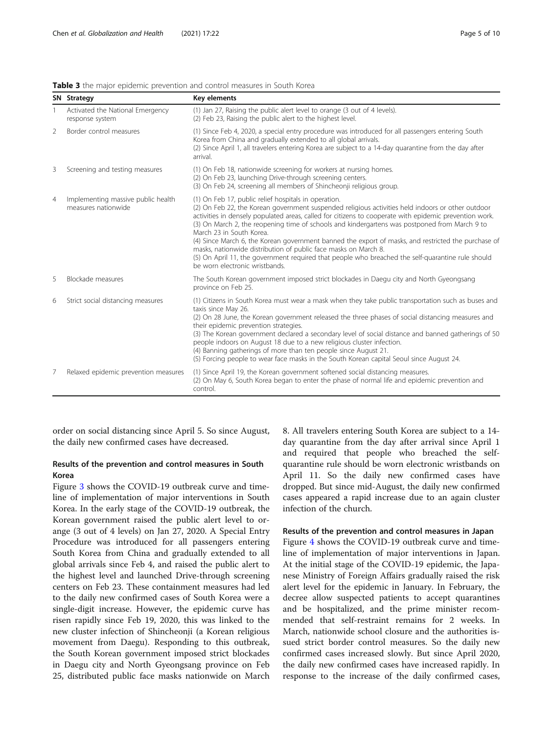**Table 3** the major epidemic prevention and control measures in South Korea

| SN | Strategy | Key elements |
|---|---|---|
| 1 | Activated the National Emergency response system | (1) Jan 27, Raising the public alert level to orange (3 out of 4 levels). (2) Feb 23, Raising the public alert to the highest level. |
| 2 | Border control measures | (1) Since Feb 4, 2020, a special entry procedure was introduced for all passengers entering South Korea from China and gradually extended to all global arrivals. (2) Since April 1, all travelers entering Korea are subject to a 14-day quarantine from the day after arrival. |
| 3 | Screening and testing measures | (1) On Feb 18, nationwide screening for workers at nursing homes. (2) On Feb 23, launching Drive-through screening centers. (3) On Feb 24, screening all members of Shincheonji religious group. |
| 4 | Implementing massive public health measures nationwide | (1) On Feb 17, public relief hospitals in operation. (2) On Feb 22, the Korean government suspended religious activities held indoors or other outdoor activities in densely populated areas, called for citizens to cooperate with epidemic prevention work. (3) On March 2, the reopening time of schools and kindergartens was postponed from March 9 to March 23 in South Korea. (4) Since March 6, the Korean government banned the export of masks, and restricted the purchase of masks, nationwide distribution of public face masks on March 8. (5) On April 11, the government required that people who breached the self-quarantine rule should be worn electronic wristbands. |
| 5 | Blockade measures | The South Korean government imposed strict blockades in Daegu city and North Gyeongsang province on Feb 25. |
| 6 | Strict social distancing measures | (1) Citizens in South Korea must wear a mask when they take public transportation such as buses and taxis since May 26. (2) On 28 June, the Korean government released the three phases of social distancing measures and their epidemic prevention strategies. (3) The Korean government declared a secondary level of social distance and banned gatherings of 50 people indoors on August 18 due to a new religious cluster infection. (4) Banning gatherings of more than ten people since August 21. (5) Forcing people to wear face masks in the South Korean capital Seoul since August 24. |
| 7 | Relaxed epidemic prevention measures | (1) Since April 19, the Korean government softened social distancing measures. (2) On May 6, South Korea began to enter the phase of normal life and epidemic prevention and control. |

order on social distancing since April 5. So since August, the daily new confirmed cases have decreased.

### Results of the prevention and control measures in South Korea

Figure 3 shows the COVID-19 outbreak curve and timeline of implementation of major interventions in South Korea. In the early stage of the COVID-19 outbreak, the Korean government raised the public alert level to orange (3 out of 4 levels) on Jan 27, 2020. A Special Entry Procedure was introduced for all passengers entering South Korea from China and gradually extended to all global arrivals since Feb 4, and raised the public alert to the highest level and launched Drive-through screening centers on Feb 23. These containment measures had led to the daily new confirmed cases of South Korea were a single-digit increase. However, the epidemic curve has risen rapidly since Feb 19, 2020, this was linked to the new cluster infection of Shincheonji (a Korean religious movement from Daegu). Responding to this outbreak, the South Korean government imposed strict blockades in Daegu city and North Gyeongsang province on Feb 25, distributed public face masks nationwide on March 8. All travelers entering South Korea are subject to a 14-day quarantine from the day after arrival since April 1 and required that people who breached the self-quarantine rule should be worn electronic wristbands on April 11. So the daily new confirmed cases have dropped. But since mid-August, the daily new confirmed cases appeared a rapid increase due to an again cluster infection of the church.

### Results of the prevention and control measures in Japan

Figure 4 shows the COVID-19 outbreak curve and timeline of implementation of major interventions in Japan. At the initial stage of the COVID-19 epidemic, the Japanese Ministry of Foreign Affairs gradually raised the risk alert level for the epidemic in January. In February, the decree allow suspected patients to accept quarantines and be hospitalized, and the prime minister recommended that self-restraint remains for 2 weeks. In March, nationwide school closure and the authorities issued strict border control measures. So the daily new confirmed cases increased slowly. But since April 2020, the daily new confirmed cases have increased rapidly. In response to the increase of the daily confirmed cases,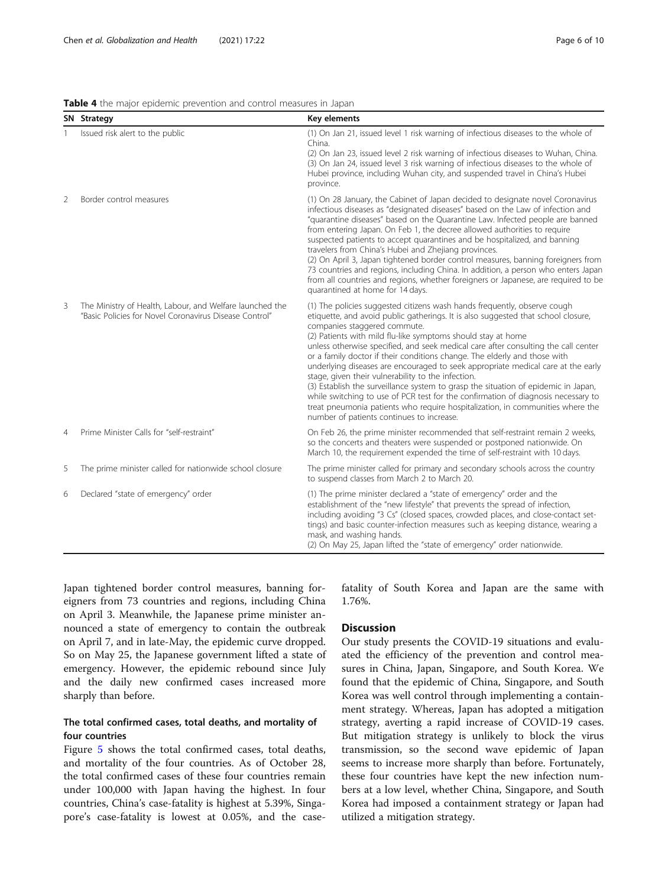**Table 4** the major epidemic prevention and control measures in Japan

| SN | Strategy | Key elements |
| --- | --- | --- |
| 1 | Issued risk alert to the public | (1) On Jan 21, issued level 1 risk warning of infectious diseases to the whole of China.<br>(2) On Jan 23, issued level 2 risk warning of infectious diseases to Wuhan, China.<br>(3) On Jan 24, issued level 3 risk warning of infectious diseases to the whole of Hubei province, including Wuhan city, and suspended travel in China's Hubei province. |
| 2 | Border control measures | (1) On 28 January, the Cabinet of Japan decided to designate novel Coronavirus infectious diseases as "designated diseases" based on the Law of infection and "quarantine diseases" based on the Quarantine Law. Infected people are banned from entering Japan. On Feb 1, the decree allowed authorities to require suspected patients to accept quarantines and be hospitalized, and banning travelers from China's Hubei and Zhejiang provinces.<br>(2) On April 3, Japan tightened border control measures, banning foreigners from 73 countries and regions, including China. In addition, a person who enters Japan from all countries and regions, whether foreigners or Japanese, are required to be quarantined at home for 14 days. |
| 3 | The Ministry of Health, Labour, and Welfare launched the "Basic Policies for Novel Coronavirus Disease Control" | (1) The policies suggested citizens wash hands frequently, observe cough etiquette, and avoid public gatherings. It is also suggested that school closure, companies staggered commute.<br>(2) Patients with mild flu-like symptoms should stay at home unless otherwise specified, and seek medical care after consulting the call center or a family doctor if their conditions change. The elderly and those with underlying diseases are encouraged to seek appropriate medical care at the early stage, given their vulnerability to the infection.<br>(3) Establish the surveillance system to grasp the situation of epidemic in Japan, while switching to use of PCR test for the confirmation of diagnosis necessary to treat pneumonia patients who require hospitalization, in communities where the number of patients continues to increase. |
| 4 | Prime Minister Calls for "self-restraint" | On Feb 26, the prime minister recommended that self-restraint remain 2 weeks, so the concerts and theaters were suspended or postponed nationwide. On March 10, the requirement expended the time of self-restraint with 10 days. |
| 5 | The prime minister called for nationwide school closure | The prime minister called for primary and secondary schools across the country to suspend classes from March 2 to March 20. |
| 6 | Declared "state of emergency" order | (1) The prime minister declared a "state of emergency" order and the establishment of the "new lifestyle" that prevents the spread of infection, including avoiding "3 Cs" (closed spaces, crowded places, and close-contact settings) and basic counter-infection measures such as keeping distance, wearing a mask, and washing hands.<br>(2) On May 25, Japan lifted the "state of emergency" order nationwide. |

Japan tightened border control measures, banning foreigners from 73 countries and regions, including China on April 3. Meanwhile, the Japanese prime minister announced a state of emergency to contain the outbreak on April 7, and in late-May, the epidemic curve dropped. So on May 25, the Japanese government lifted a state of emergency. However, the epidemic rebound since July and the daily new confirmed cases increased more sharply than before.

### The total confirmed cases, total deaths, and mortality of four countries

Figure 5 shows the total confirmed cases, total deaths, and mortality of the four countries. As of October 28, the total confirmed cases of these four countries remain under 100,000 with Japan having the highest. In four countries, China's case-fatality is highest at 5.39%, Singapore's case-fatality is lowest at 0.05%, and the case-fatality of South Korea and Japan are the same with 1.76%.

## Discussion

Our study presents the COVID-19 situations and evaluated the efficiency of the prevention and control measures in China, Japan, Singapore, and South Korea. We found that the epidemic of China, Singapore, and South Korea was well control through implementing a containment strategy. Whereas, Japan has adopted a mitigation strategy, averting a rapid increase of COVID-19 cases. But mitigation strategy is unlikely to block the virus transmission, so the second wave epidemic of Japan seems to increase more sharply than before. Fortunately, these four countries have kept the new infection numbers at a low level, whether China, Singapore, and South Korea had imposed a containment strategy or Japan had utilized a mitigation strategy.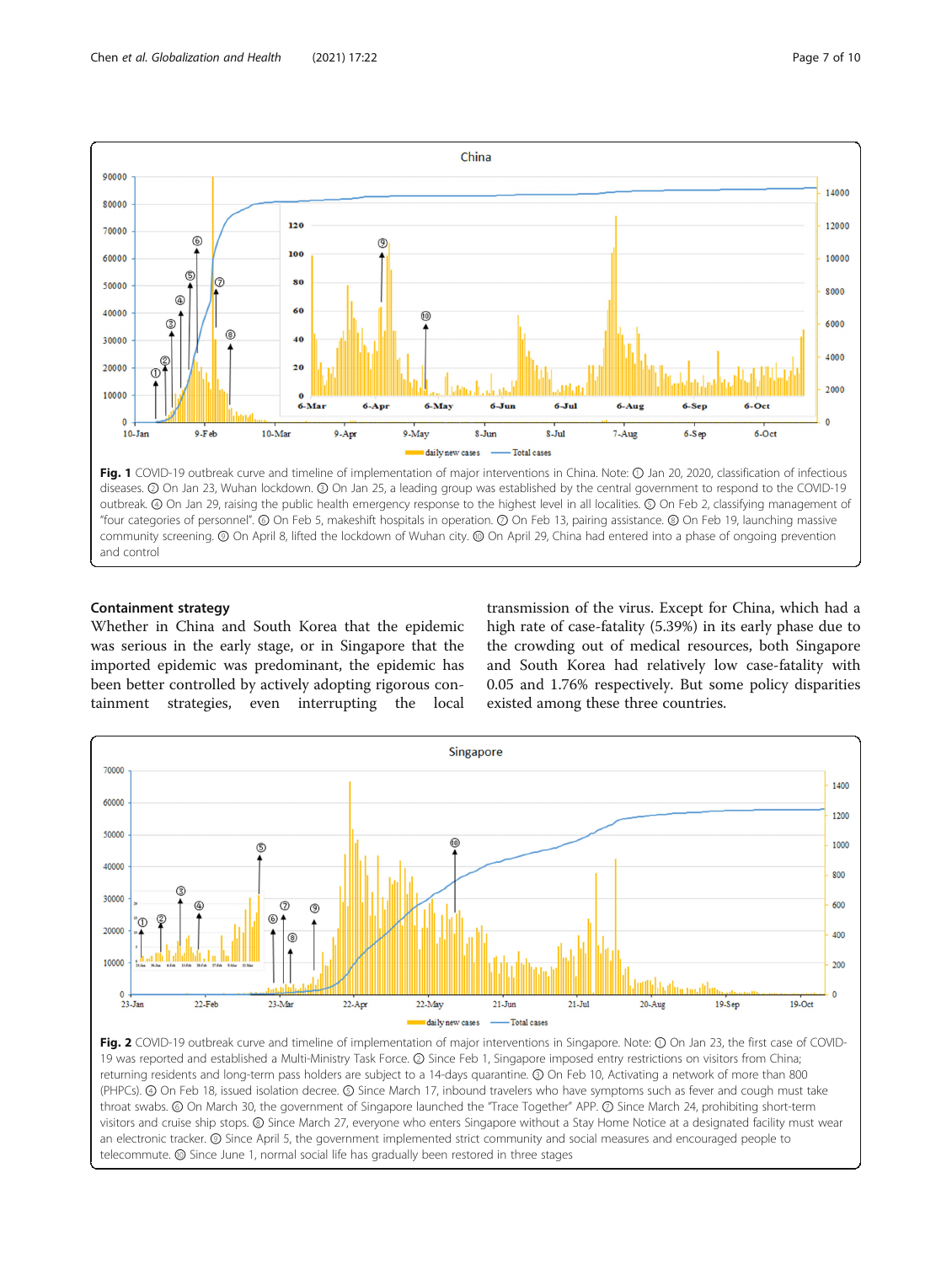Fig. 1 COVID-19 outbreak curve and timeline of implementation of major interventions in China. Note: ① Jan 20, 2020, classification of infectious diseases. ② On Jan 23, Wuhan lockdown. ③ On Jan 25, a leading group was established by the central government to respond to the COVID-19 outbreak. ④ On Jan 29, raising the public health emergency response to the highest level in all localities. ⑤ On Feb 2, classifying management of "four categories of personnel". ⑥ On Feb 5, makeshift hospitals in operation. ⑦ On Feb 13, pairing assistance. ⑧ On Feb 19, launching massive community screening. ⑨ On April 8, lifted the lockdown of Wuhan city. ⑩ On April 29, China had entered into a phase of ongoing prevention and control

### Containment strategy

Whether in China and South Korea that the epidemic was serious in the early stage, or in Singapore that the imported epidemic was predominant, the epidemic has been better controlled by actively adopting rigorous containment strategies, even interrupting the local transmission of the virus. Except for China, which had a high rate of case-fatality (5.39%) in its early phase due to the crowding out of medical resources, both Singapore and South Korea had relatively low case-fatality with 0.05 and 1.76% respectively. But some policy disparities existed among these three countries.

Fig. 2 COVID-19 outbreak curve and timeline of implementation of major interventions in Singapore. Note: ① On Jan 23, the first case of COVID-19 was reported and established a Multi-Ministry Task Force. ② Since Feb 1, Singapore imposed entry restrictions on visitors from China; returning residents and long-term pass holders are subject to a 14-days quarantine. ③ On Feb 10, Activating a network of more than 800 (PHPCs). ④ On Feb 18, issued isolation decree. ⑤ Since March 17, inbound travelers who have symptoms such as fever and cough must take throat swabs. ⑥ On March 30, the government of Singapore launched the "Trace Together" APP. ⑦ Since March 24, prohibiting short-term visitors and cruise ship stops. ⑧ Since March 27, everyone who enters Singapore without a Stay Home Notice at a designated facility must wear an electronic tracker. ⑨ Since April 5, the government implemented strict community and social measures and encouraged people to telecommute. ⑩ Since June 1, normal social life has gradually been restored in three stages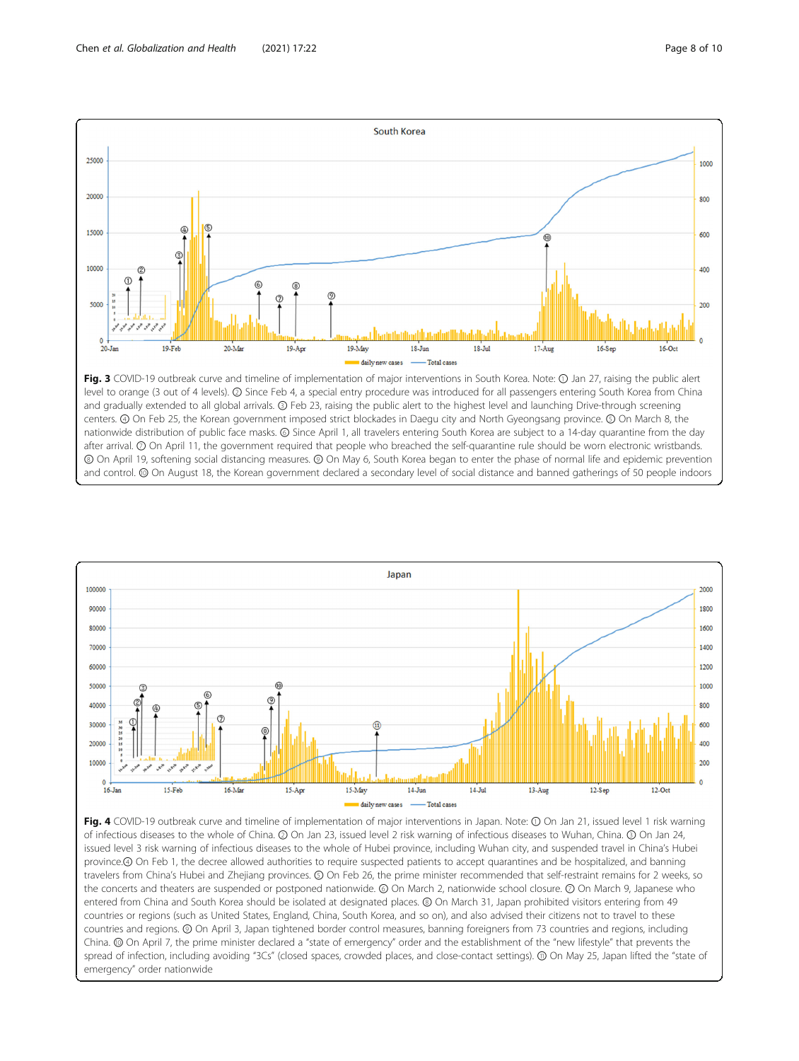**Fig. 3** COVID-19 outbreak curve and timeline of implementation of major interventions in South Korea. Note: ① Jan 27, raising the public alert level to orange (3 out of 4 levels). ② Since Feb 4, a special entry procedure was introduced for all passengers entering South Korea from China and gradually extended to all global arrivals. ③ Feb 23, raising the public alert to the highest level and launching Drive-through screening centers. ④ On Feb 25, the Korean government imposed strict blockades in Daegu city and North Gyeongsang province. ⑤ On March 8, the nationwide distribution of public face masks. ⑥ Since April 1, all travelers entering South Korea are subject to a 14-day quarantine from the day after arrival. ⑦ On April 11, the government required that people who breached the self-quarantine rule should be worn electronic wristbands. ⑧ On April 19, softening social distancing measures. ⑨ On May 6, South Korea began to enter the phase of normal life and epidemic prevention and control. ⑩ On August 18, the Korean government declared a secondary level of social distance and banned gatherings of 50 people indoors

**Fig. 4** COVID-19 outbreak curve and timeline of implementation of major interventions in Japan. Note: ① On Jan 21, issued level 1 risk warning of infectious diseases to the whole of China. ② On Jan 23, issued level 2 risk warning of infectious diseases to Wuhan, China. ③ On Jan 24, issued level 3 risk warning of infectious diseases to the whole of Hubei province, including Wuhan city, and suspended travel in China's Hubei province.④ On Feb 1, the decree allowed authorities to require suspected patients to accept quarantines and be hospitalized, and banning travelers from China's Hubei and Zhejiang provinces. ⑤ On Feb 26, the prime minister recommended that self-restraint remains for 2 weeks, so the concerts and theaters are suspended or postponed nationwide. ⑥ On March 2, nationwide school closure. ⑦ On March 9, Japanese who entered from China and South Korea should be isolated at designated places. ⑧ On March 31, Japan prohibited visitors entering from 49 countries or regions (such as United States, England, China, South Korea, and so on), and also advised their citizens not to travel to these countries and regions. ⑨ On April 3, Japan tightened border control measures, banning foreigners from 73 countries and regions, including China. ⑩ On April 7, the prime minister declared a "state of emergency" order and the establishment of the "new lifestyle" that prevents the spread of infection, including avoiding "3Cs" (closed spaces, crowded places, and close-contact settings). ⑪ On May 25, Japan lifted the "state of emergency" order nationwide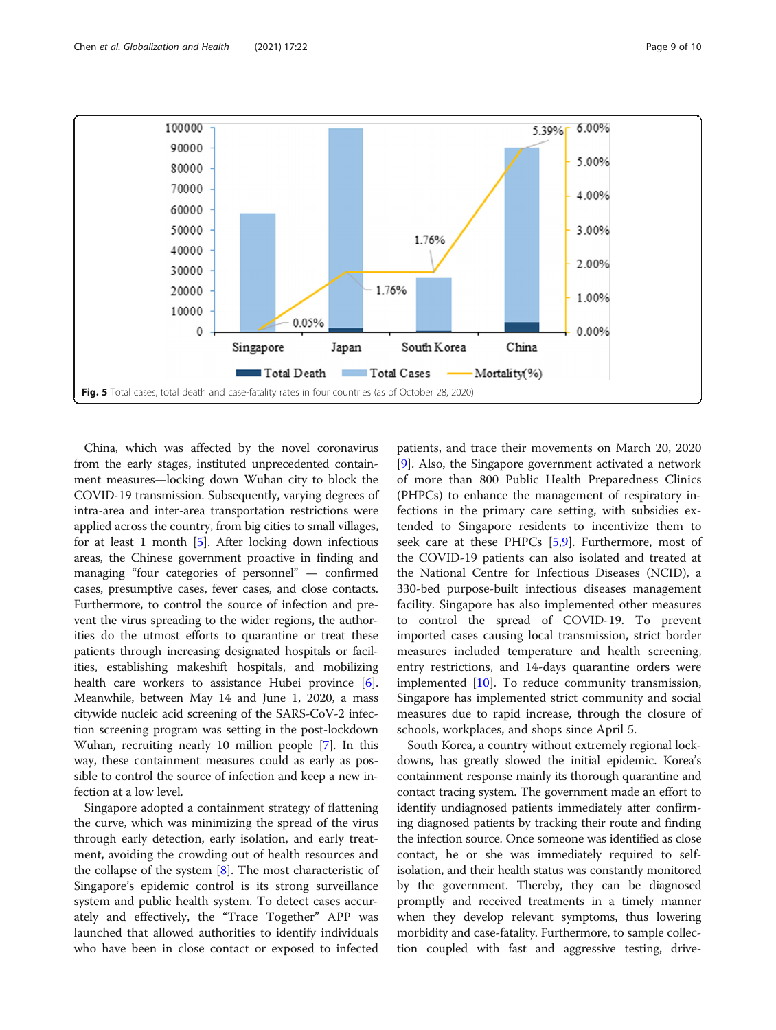Fig. 5 Total cases, total death and case-fatality rates in four countries (as of October 28, 2020)

China, which was affected by the novel coronavirus from the early stages, instituted unprecedented containment measures—locking down Wuhan city to block the COVID-19 transmission. Subsequently, varying degrees of intra-area and inter-area transportation restrictions were applied across the country, from big cities to small villages, for at least 1 month [5]. After locking down infectious areas, the Chinese government proactive in finding and managing "four categories of personnel" — confirmed cases, presumptive cases, fever cases, and close contacts. Furthermore, to control the source of infection and prevent the virus spreading to the wider regions, the authorities do the utmost efforts to quarantine or treat these patients through increasing designated hospitals or facilities, establishing makeshift hospitals, and mobilizing health care workers to assistance Hubei province [6]. Meanwhile, between May 14 and June 1, 2020, a mass citywide nucleic acid screening of the SARS-CoV-2 infection screening program was setting in the post-lockdown Wuhan, recruiting nearly 10 million people [7]. In this way, these containment measures could as early as possible to control the source of infection and keep a new infection at a low level.

Singapore adopted a containment strategy of flattening the curve, which was minimizing the spread of the virus through early detection, early isolation, and early treatment, avoiding the crowding out of health resources and the collapse of the system [8]. The most characteristic of Singapore's epidemic control is its strong surveillance system and public health system. To detect cases accurately and effectively, the "Trace Together" APP was launched that allowed authorities to identify individuals who have been in close contact or exposed to infected patients, and trace their movements on March 20, 2020 [9]. Also, the Singapore government activated a network of more than 800 Public Health Preparedness Clinics (PHPCs) to enhance the management of respiratory infections in the primary care setting, with subsidies extended to Singapore residents to incentivize them to seek care at these PHPCs [5,9]. Furthermore, most of the COVID-19 patients can also isolated and treated at the National Centre for Infectious Diseases (NCID), a 330-bed purpose-built infectious diseases management facility. Singapore has also implemented other measures to control the spread of COVID-19. To prevent imported cases causing local transmission, strict border measures included temperature and health screening, entry restrictions, and 14-days quarantine orders were implemented [10]. To reduce community transmission, Singapore has implemented strict community and social measures due to rapid increase, through the closure of schools, workplaces, and shops since April 5.

South Korea, a country without extremely regional lockdowns, has greatly slowed the initial epidemic. Korea's containment response mainly its thorough quarantine and contact tracing system. The government made an effort to identify undiagnosed patients immediately after confirming diagnosed patients by tracking their route and finding the infection source. Once someone was identified as close contact, he or she was immediately required to self-isolation, and their health status was constantly monitored by the government. Thereby, they can be diagnosed promptly and received treatments in a timely manner when they develop relevant symptoms, thus lowering morbidity and case-fatality. Furthermore, to sample collection coupled with fast and aggressive testing, drive-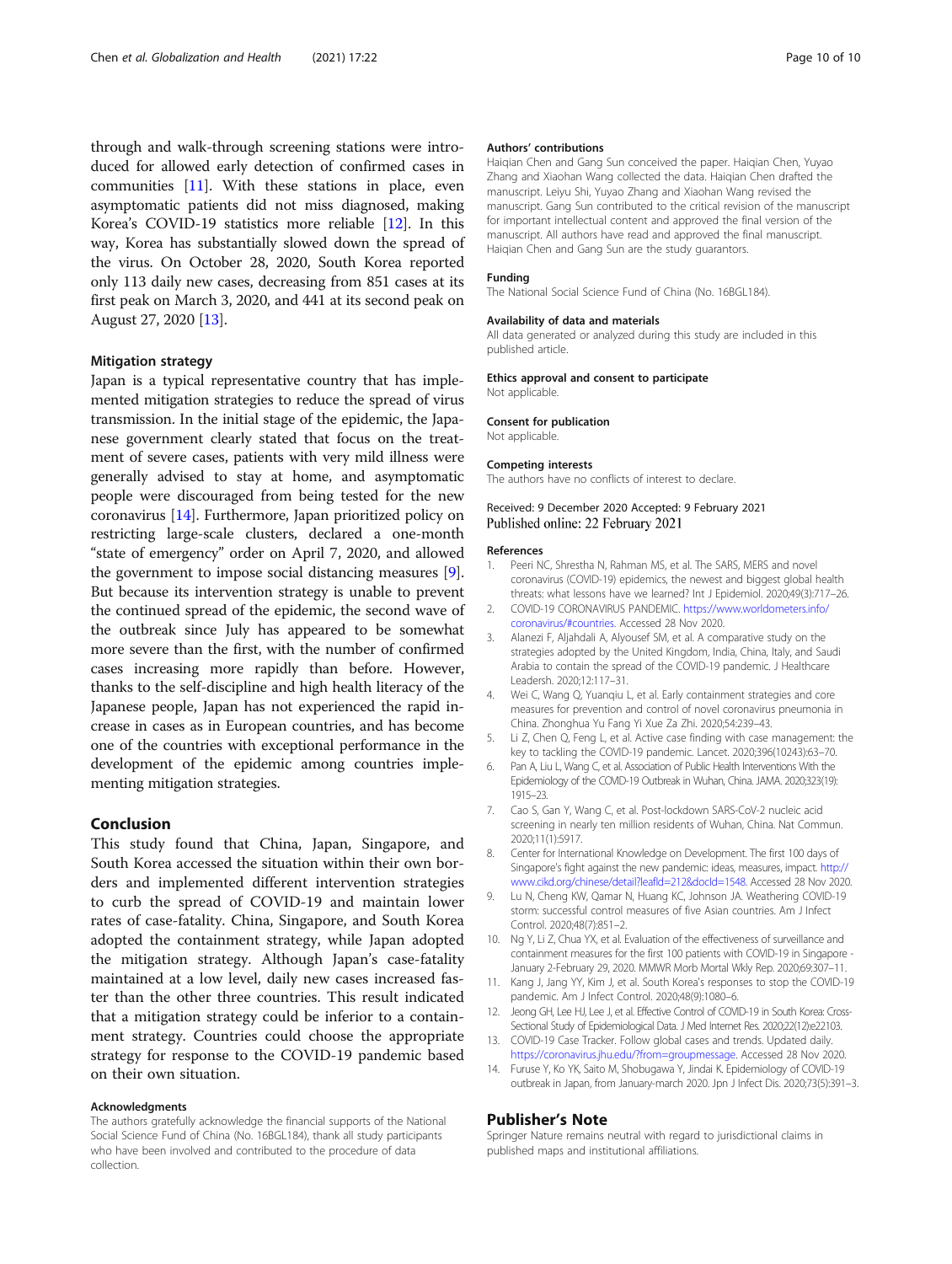through and walk-through screening stations were introduced for allowed early detection of confirmed cases in communities [11]. With these stations in place, even asymptomatic patients did not miss diagnosed, making Korea's COVID-19 statistics more reliable [12]. In this way, Korea has substantially slowed down the spread of the virus. On October 28, 2020, South Korea reported only 113 daily new cases, decreasing from 851 cases at its first peak on March 3, 2020, and 441 at its second peak on August 27, 2020 [13].

### Mitigation strategy

Japan is a typical representative country that has implemented mitigation strategies to reduce the spread of virus transmission. In the initial stage of the epidemic, the Japanese government clearly stated that focus on the treatment of severe cases, patients with very mild illness were generally advised to stay at home, and asymptomatic people were discouraged from being tested for the new coronavirus [14]. Furthermore, Japan prioritized policy on restricting large-scale clusters, declared a one-month "state of emergency" order on April 7, 2020, and allowed the government to impose social distancing measures [9]. But because its intervention strategy is unable to prevent the continued spread of the epidemic, the second wave of the outbreak since July has appeared to be somewhat more severe than the first, with the number of confirmed cases increasing more rapidly than before. However, thanks to the self-discipline and high health literacy of the Japanese people, Japan has not experienced the rapid increase in cases as in European countries, and has become one of the countries with exceptional performance in the development of the epidemic among countries implementing mitigation strategies.

## Conclusion

This study found that China, Japan, Singapore, and South Korea accessed the situation within their own borders and implemented different intervention strategies to curb the spread of COVID-19 and maintain lower rates of case-fatality. China, Singapore, and South Korea adopted the containment strategy, while Japan adopted the mitigation strategy. Although Japan's case-fatality maintained at a low level, daily new cases increased faster than the other three countries. This result indicated that a mitigation strategy could be inferior to a containment strategy. Countries could choose the appropriate strategy for response to the COVID-19 pandemic based on their own situation.

#### Acknowledgments

The authors gratefully acknowledge the financial supports of the National Social Science Fund of China (No. 16BGL184), thank all study participants who have been involved and contributed to the procedure of data collection.

#### Authors' contributions

Haiqian Chen and Gang Sun conceived the paper. Haiqian Chen, Yuyao Zhang and Xiaohan Wang collected the data. Haiqian Chen drafted the manuscript. Leiyu Shi, Yuyao Zhang and Xiaohan Wang revised the manuscript. Gang Sun contributed to the critical revision of the manuscript for important intellectual content and approved the final version of the manuscript. All authors have read and approved the final manuscript. Haiqian Chen and Gang Sun are the study guarantors.

#### Funding

The National Social Science Fund of China (No. 16BGL184).

#### Availability of data and materials

All data generated or analyzed during this study are included in this published article.

#### Ethics approval and consent to participate

Not applicable.

#### Consent for publication

Not applicable.

#### Competing interests

The authors have no conflicts of interest to declare.

Received: 9 December 2020 Accepted: 9 February 2021
Published online: 22 February 2021

#### References

1. Peeri NC, Shrestha N, Rahman MS, et al. The SARS, MERS and novel coronavirus (COVID-19) epidemics, the newest and biggest global health threats: what lessons have we learned? Int J Epidemiol. 2020;49(3):717–26.
2. COVID-19 CORONAVIRUS PANDEMIC. https://www.worldometers.info/coronavirus/#countries. Accessed 28 Nov 2020.
3. Alanezi F, Aljahdali A, Alyousef SM, et al. A comparative study on the strategies adopted by the United Kingdom, India, China, Italy, and Saudi Arabia to contain the spread of the COVID-19 pandemic. J Healthcare Leadersh. 2020;12:117–31.
4. Wei C, Wang Q, Yuanqiu L, et al. Early containment strategies and core measures for prevention and control of novel coronavirus pneumonia in China. Zhonghua Yu Fang Yi Xue Za Zhi. 2020;54:239–43.
5. Li Z, Chen Q, Feng L, et al. Active case finding with case management: the key to tackling the COVID-19 pandemic. Lancet. 2020;396(10243):63–70.
6. Pan A, Liu L, Wang C, et al. Association of Public Health Interventions With the Epidemiology of the COVID-19 Outbreak in Wuhan, China. JAMA. 2020;323(19):1915–23.
7. Cao S, Gan Y, Wang C, et al. Post-lockdown SARS-CoV-2 nucleic acid screening in nearly ten million residents of Wuhan, China. Nat Commun. 2020;11(1):5917.
8. Center for International Knowledge on Development. The first 100 days of Singapore's fight against the new pandemic: ideas, measures, impact. http://www.cikd.org/chinese/detail?leafId=212&docId=1548. Accessed 28 Nov 2020.
9. Lu N, Cheng KW, Qamar N, Huang KC, Johnson JA. Weathering COVID-19 storm: successful control measures of five Asian countries. Am J Infect Control. 2020;48(7):851–2.
10. Ng Y, Li Z, Chua YX, et al. Evaluation of the effectiveness of surveillance and containment measures for the first 100 patients with COVID-19 in Singapore - January 2-February 29, 2020. MMWR Morb Mortal Wkly Rep. 2020;69:307–11.
11. Kang J, Jang YY, Kim J, et al. South Korea's responses to stop the COVID-19 pandemic. Am J Infect Control. 2020;48(9):1080–6.
12. Jeong GH, Lee HJ, Lee J, et al. Effective Control of COVID-19 in South Korea: Cross-Sectional Study of Epidemiological Data. J Med Internet Res. 2020;22(12):e22103.
13. COVID-19 Case Tracker. Follow global cases and trends. Updated daily. https://coronavirus.jhu.edu/?from=groupmessage. Accessed 28 Nov 2020.
14. Furuse Y, Ko YK, Saito M, Shobugawa Y, Jindai K. Epidemiology of COVID-19 outbreak in Japan, from January-march 2020. Jpn J Infect Dis. 2020;73(5):391–3.

## Publisher's Note

Springer Nature remains neutral with regard to jurisdictional claims in published maps and institutional affiliations.